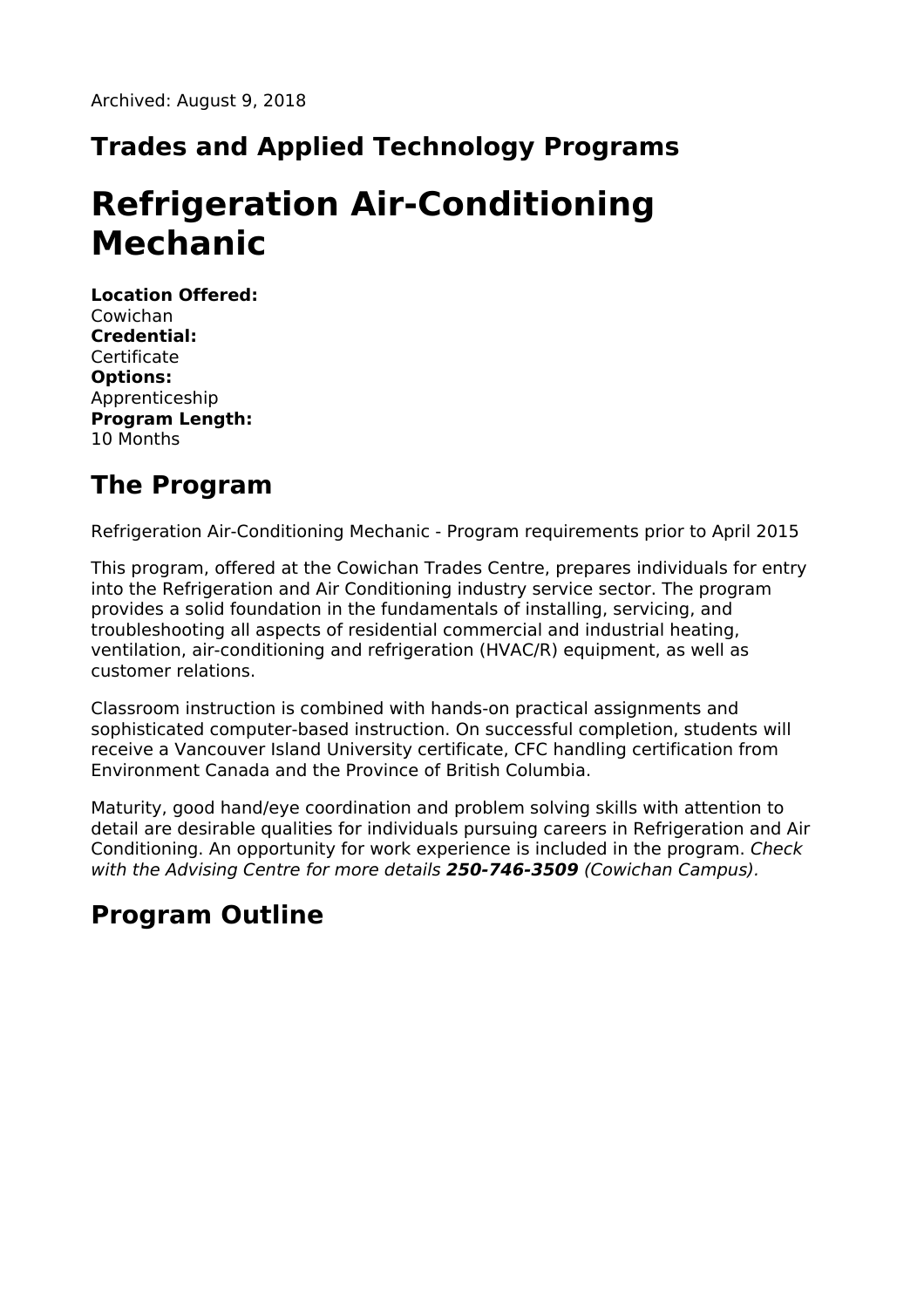Archived: August 9, 2018

## Trades and Applied Technology Programs

# Refrigeration Air-Conditioning Mechanic

**Location Offered:**
Cowichan
**Credential:**
Certificate
**Options:**
Apprenticeship
**Program Length:**
10 Months

## The Program

Refrigeration Air-Conditioning Mechanic - Program requirements prior to April 2015

This program, offered at the Cowichan Trades Centre, prepares individuals for entry into the Refrigeration and Air Conditioning industry service sector. The program provides a solid foundation in the fundamentals of installing, servicing, and troubleshooting all aspects of residential commercial and industrial heating, ventilation, air-conditioning and refrigeration (HVAC/R) equipment, as well as customer relations.

Classroom instruction is combined with hands-on practical assignments and sophisticated computer-based instruction. On successful completion, students will receive a Vancouver Island University certificate, CFC handling certification from Environment Canada and the Province of British Columbia.

Maturity, good hand/eye coordination and problem solving skills with attention to detail are desirable qualities for individuals pursuing careers in Refrigeration and Air Conditioning. An opportunity for work experience is included in the program. *Check with the Advising Centre for more details* ***250-746-3509*** *(Cowichan Campus).*

## Program Outline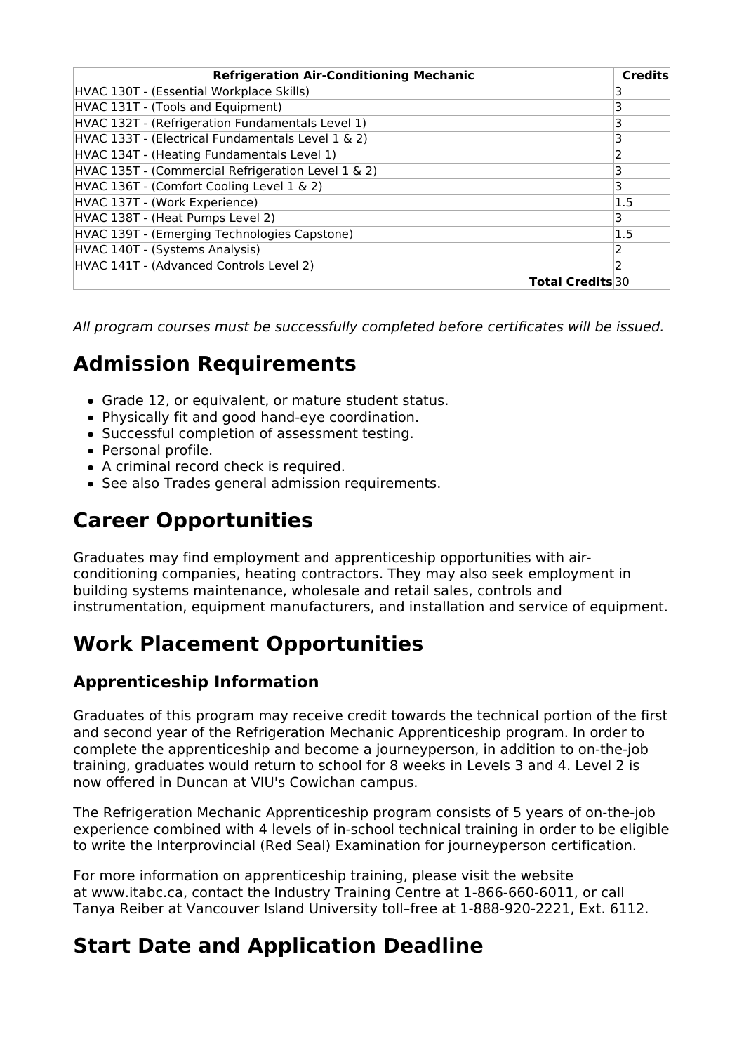| Refrigeration Air-Conditioning Mechanic | Credits |
|---|---|
| HVAC 130T - (Essential Workplace Skills) | 3 |
| HVAC 131T - (Tools and Equipment) | 3 |
| HVAC 132T - (Refrigeration Fundamentals Level 1) | 3 |
| HVAC 133T - (Electrical Fundamentals Level 1 & 2) | 3 |
| HVAC 134T - (Heating Fundamentals Level 1) | 2 |
| HVAC 135T - (Commercial Refrigeration Level 1 & 2) | 3 |
| HVAC 136T - (Comfort Cooling Level 1 & 2) | 3 |
| HVAC 137T - (Work Experience) | 1.5 |
| HVAC 138T - (Heat Pumps Level 2) | 3 |
| HVAC 139T - (Emerging Technologies Capstone) | 1.5 |
| HVAC 140T - (Systems Analysis) | 2 |
| HVAC 141T - (Advanced Controls Level 2) | 2 |
| **Total Credits** | 30 |

*All program courses must be successfully completed before certificates will be issued.*

# Admission Requirements

- Grade 12, or equivalent, or mature student status.
- Physically fit and good hand-eye coordination.
- Successful completion of assessment testing.
- Personal profile.
- A criminal record check is required.
- See also Trades general admission requirements.

# Career Opportunities

Graduates may find employment and apprenticeship opportunities with air-conditioning companies, heating contractors. They may also seek employment in building systems maintenance, wholesale and retail sales, controls and instrumentation, equipment manufacturers, and installation and service of equipment.

# Work Placement Opportunities

## Apprenticeship Information

Graduates of this program may receive credit towards the technical portion of the first and second year of the Refrigeration Mechanic Apprenticeship program. In order to complete the apprenticeship and become a journeyperson, in addition to on-the-job training, graduates would return to school for 8 weeks in Levels 3 and 4. Level 2 is now offered in Duncan at VIU's Cowichan campus.

The Refrigeration Mechanic Apprenticeship program consists of 5 years of on-the-job experience combined with 4 levels of in-school technical training in order to be eligible to write the Interprovincial (Red Seal) Examination for journeyperson certification.

For more information on apprenticeship training, please visit the website at www.itabc.ca, contact the Industry Training Centre at 1-866-660-6011, or call Tanya Reiber at Vancouver Island University toll–free at 1-888-920-2221, Ext. 6112.

# Start Date and Application Deadline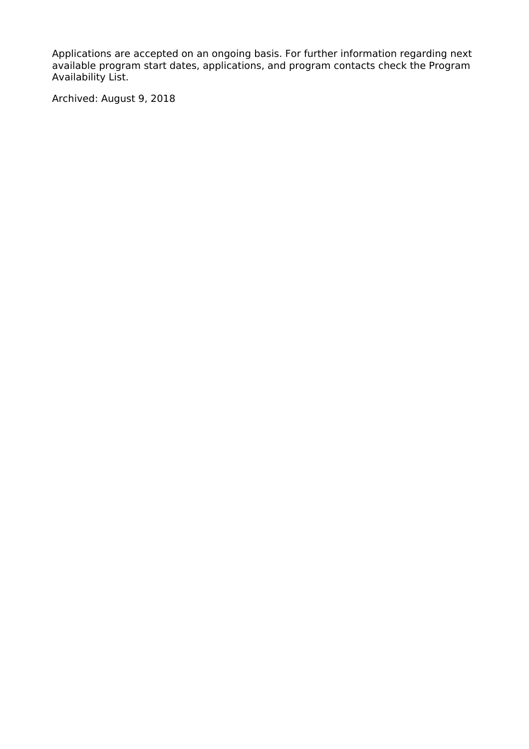Applications are accepted on an ongoing basis. For further information regarding next available program start dates, applications, and program contacts check the Program Availability List.

Archived: August 9, 2018